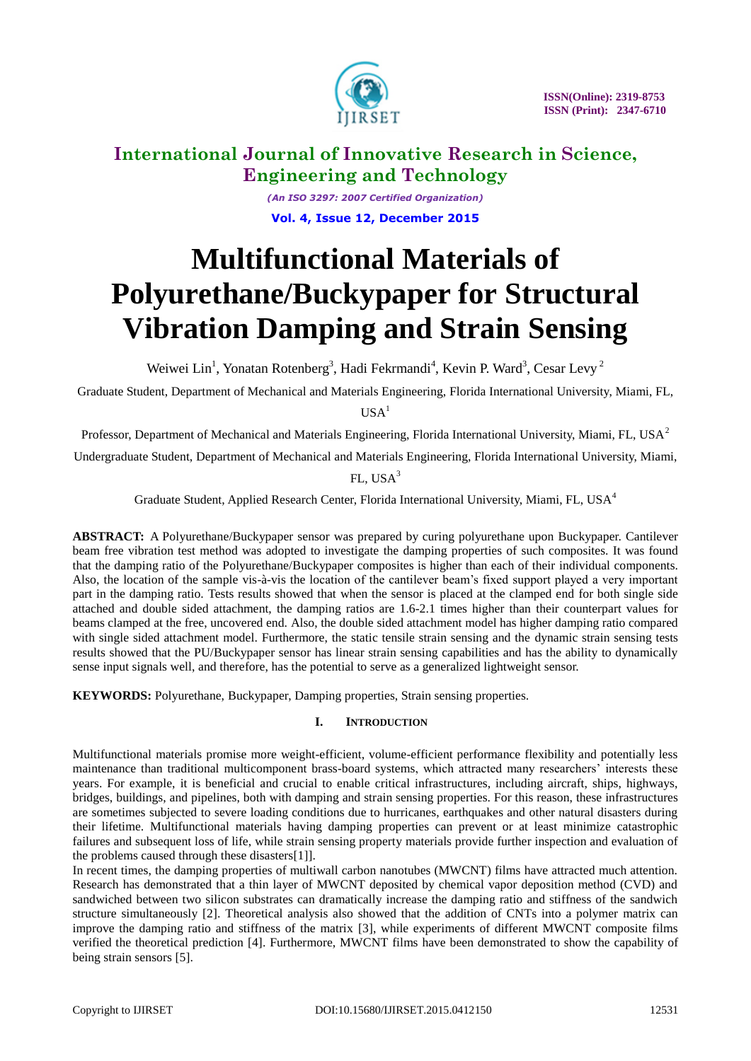# Multifunctional Materials of Polyurethane/Buckypaper for Structural Vibration Damping and Strain Sensing

Weiwei Lin[1], Yonatan Rotenberg[3], Hadi Fekrmandi[4], Kevin P. Ward[3], Cesar Levy[2]

Graduate Student, Department of Mechanical and Materials Engineering, Florida International University, Miami, FL, USA[1]

Professor, Department of Mechanical and Materials Engineering, Florida International University, Miami, FL, USA[2]

Undergraduate Student, Department of Mechanical and Materials Engineering, Florida International University, Miami, FL, USA[3]

Graduate Student, Applied Research Center, Florida International University, Miami, FL, USA[4]

**ABSTRACT:** A Polyurethane/Buckypaper sensor was prepared by curing polyurethane upon Buckypaper. Cantilever beam free vibration test method was adopted to investigate the damping properties of such composites. It was found that the damping ratio of the Polyurethane/Buckypaper composites is higher than each of their individual components. Also, the location of the sample vis-à-vis the location of the cantilever beam's fixed support played a very important part in the damping ratio. Tests results showed that when the sensor is placed at the clamped end for both single side attached and double sided attachment, the damping ratios are 1.6-2.1 times higher than their counterpart values for beams clamped at the free, uncovered end. Also, the double sided attachment model has higher damping ratio compared with single sided attachment model. Furthermore, the static tensile strain sensing and the dynamic strain sensing tests results showed that the PU/Buckypaper sensor has linear strain sensing capabilities and has the ability to dynamically sense input signals well, and therefore, has the potential to serve as a generalized lightweight sensor.

**KEYWORDS:** Polyurethane, Buckypaper, Damping properties, Strain sensing properties.

## I. Introduction

Multifunctional materials promise more weight-efficient, volume-efficient performance flexibility and potentially less maintenance than traditional multicomponent brass-board systems, which attracted many researchers' interests these years. For example, it is beneficial and crucial to enable critical infrastructures, including aircraft, ships, highways, bridges, buildings, and pipelines, both with damping and strain sensing properties. For this reason, these infrastructures are sometimes subjected to severe loading conditions due to hurricanes, earthquakes and other natural disasters during their lifetime. Multifunctional materials having damping properties can prevent or at least minimize catastrophic failures and subsequent loss of life, while strain sensing property materials provide further inspection and evaluation of the problems caused through these disasters[1]].

In recent times, the damping properties of multiwall carbon nanotubes (MWCNT) films have attracted much attention. Research has demonstrated that a thin layer of MWCNT deposited by chemical vapor deposition method (CVD) and sandwiched between two silicon substrates can dramatically increase the damping ratio and stiffness of the sandwich structure simultaneously [2]. Theoretical analysis also showed that the addition of CNTs into a polymer matrix can improve the damping ratio and stiffness of the matrix [3], while experiments of different MWCNT composite films verified the theoretical prediction [4]. Furthermore, MWCNT films have been demonstrated to show the capability of being strain sensors [5].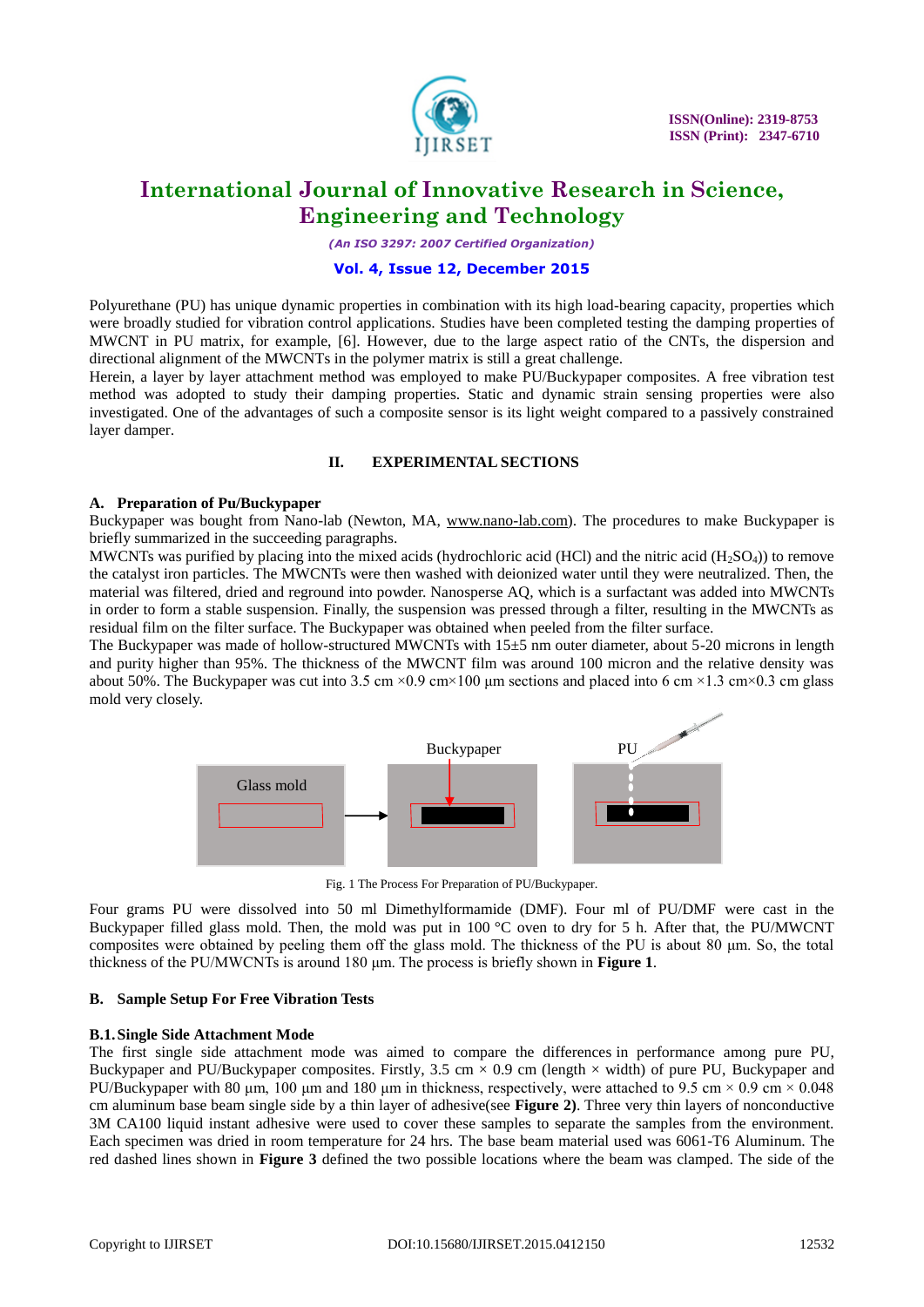Polyurethane (PU) has unique dynamic properties in combination with its high load-bearing capacity, properties which were broadly studied for vibration control applications. Studies have been completed testing the damping properties of MWCNT in PU matrix, for example, [6]. However, due to the large aspect ratio of the CNTs, the dispersion and directional alignment of the MWCNTs in the polymer matrix is still a great challenge.

Herein, a layer by layer attachment method was employed to make PU/Buckypaper composites. A free vibration test method was adopted to study their damping properties. Static and dynamic strain sensing properties were also investigated. One of the advantages of such a composite sensor is its light weight compared to a passively constrained layer damper.

## II. EXPERIMENTAL SECTIONS

### A. Preparation of Pu/Buckypaper

Buckypaper was bought from Nano-lab (Newton, MA, www.nano-lab.com). The procedures to make Buckypaper is briefly summarized in the succeeding paragraphs.

MWCNTs was purified by placing into the mixed acids (hydrochloric acid (HCl) and the nitric acid ($H_2SO_4$)) to remove the catalyst iron particles. The MWCNTs were then washed with deionized water until they were neutralized. Then, the material was filtered, dried and reground into powder. Nanosperse AQ, which is a surfactant was added into MWCNTs in order to form a stable suspension. Finally, the suspension was pressed through a filter, resulting in the MWCNTs as residual film on the filter surface. The Buckypaper was obtained when peeled from the filter surface.

The Buckypaper was made of hollow-structured MWCNTs with 15±5 nm outer diameter, about 5-20 microns in length and purity higher than 95%. The thickness of the MWCNT film was around 100 micron and the relative density was about 50%. The Buckypaper was cut into 3.5 cm ×0.9 cm×100 µm sections and placed into 6 cm ×1.3 cm×0.3 cm glass mold very closely.

Glass mold | Buckypaper | PU

Fig. 1 The Process For Preparation of PU/Buckypaper.

Four grams PU were dissolved into 50 ml Dimethylformamide (DMF). Four ml of PU/DMF were cast in the Buckypaper filled glass mold. Then, the mold was put in 100 °C oven to dry for 5 h. After that, the PU/MWCNT composites were obtained by peeling them off the glass mold. The thickness of the PU is about 80 µm. So, the total thickness of the PU/MWCNTs is around 180 µm. The process is briefly shown in **Figure 1**.

### B. Sample Setup For Free Vibration Tests

#### B.1. Single Side Attachment Mode

The first single side attachment mode was aimed to compare the differences in performance among pure PU, Buckypaper and PU/Buckypaper composites. Firstly, 3.5 cm × 0.9 cm (length × width) of pure PU, Buckypaper and PU/Buckypaper with 80 µm, 100 µm and 180 µm in thickness, respectively, were attached to 9.5 cm × 0.9 cm × 0.048 cm aluminum base beam single side by a thin layer of adhesive(see **Figure 2**). Three very thin layers of nonconductive 3M CA100 liquid instant adhesive were used to cover these samples to separate the samples from the environment. Each specimen was dried in room temperature for 24 hrs. The base beam material used was 6061-T6 Aluminum. The red dashed lines shown in **Figure 3** defined the two possible locations where the beam was clamped. The side of the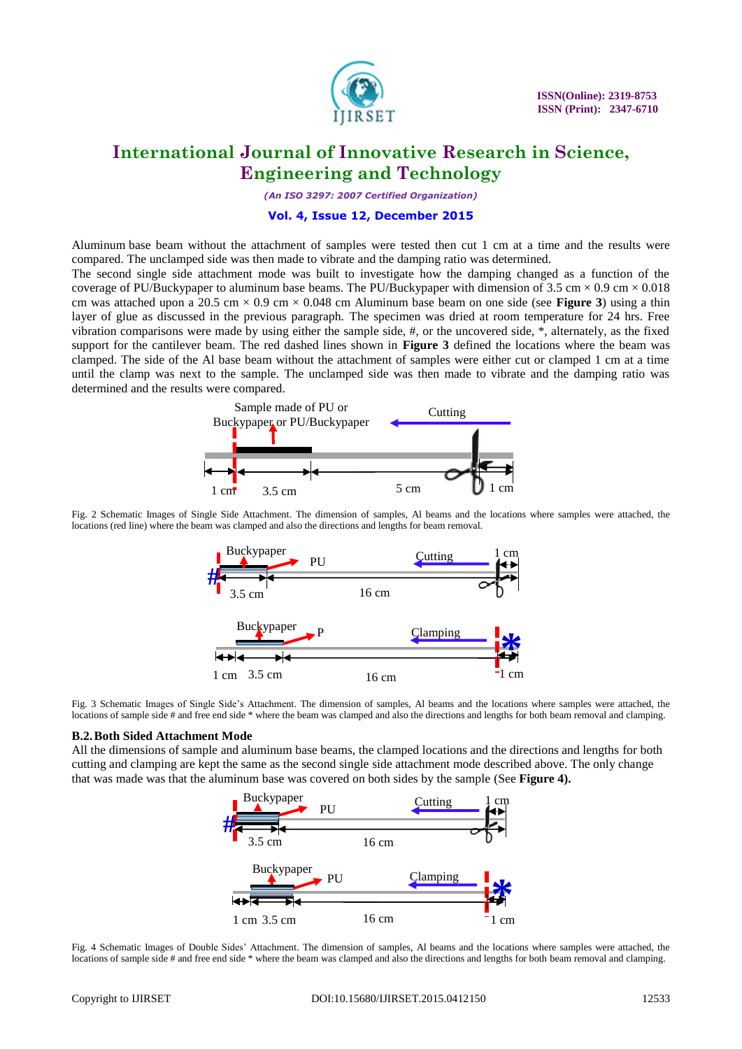Aluminum base beam without the attachment of samples were tested then cut 1 cm at a time and the results were compared. The unclamped side was then made to vibrate and the damping ratio was determined.

The second single side attachment mode was built to investigate how the damping changed as a function of the coverage of PU/Buckypaper to aluminum base beams. The PU/Buckypaper with dimension of 3.5 cm × 0.9 cm × 0.018 cm was attached upon a 20.5 cm × 0.9 cm × 0.048 cm Aluminum base beam on one side (see **Figure 3**) using a thin layer of glue as discussed in the previous paragraph. The specimen was dried at room temperature for 24 hrs. Free vibration comparisons were made by using either the sample side, #, or the uncovered side, *, alternately, as the fixed support for the cantilever beam. The red dashed lines shown in **Figure 3** defined the locations where the beam was clamped. The side of the Al base beam without the attachment of samples were either cut or clamped 1 cm at a time until the clamp was next to the sample. The unclamped side was then made to vibrate and the damping ratio was determined and the results were compared.

Fig. 2 Schematic Images of Single Side Attachment. The dimension of samples, Al beams and the locations where samples were attached, the locations (red line) where the beam was clamped and also the directions and lengths for beam removal.

Fig. 3 Schematic Images of Single Side's Attachment. The dimension of samples, Al beams and the locations where samples were attached, the locations of sample side # and free end side * where the beam was clamped and also the directions and lengths for both beam removal and clamping.

### B.2. Both Sided Attachment Mode

All the dimensions of sample and aluminum base beams, the clamped locations and the directions and lengths for both cutting and clamping are kept the same as the second single side attachment mode described above. The only change that was made was that the aluminum base was covered on both sides by the sample (See **Figure 4).**

Fig. 4 Schematic Images of Double Sides' Attachment. The dimension of samples, Al beams and the locations where samples were attached, the locations of sample side # and free end side * where the beam was clamped and also the directions and lengths for both beam removal and clamping.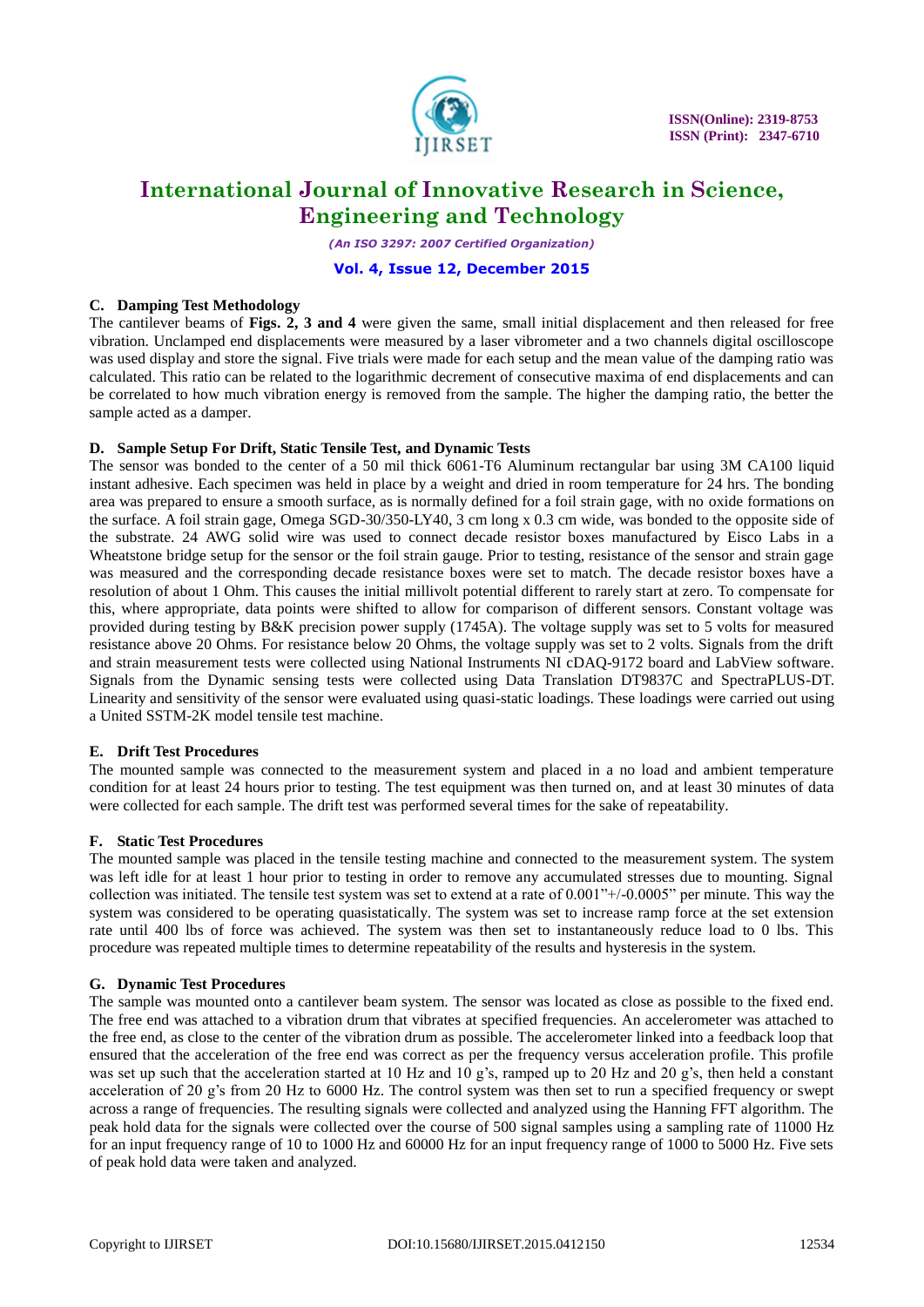### C. Damping Test Methodology

The cantilever beams of **Figs. 2, 3 and 4** were given the same, small initial displacement and then released for free vibration. Unclamped end displacements were measured by a laser vibrometer and a two channels digital oscilloscope was used display and store the signal. Five trials were made for each setup and the mean value of the damping ratio was calculated. This ratio can be related to the logarithmic decrement of consecutive maxima of end displacements and can be correlated to how much vibration energy is removed from the sample. The higher the damping ratio, the better the sample acted as a damper.

### D. Sample Setup For Drift, Static Tensile Test, and Dynamic Tests

The sensor was bonded to the center of a 50 mil thick 6061-T6 Aluminum rectangular bar using 3M CA100 liquid instant adhesive. Each specimen was held in place by a weight and dried in room temperature for 24 hrs. The bonding area was prepared to ensure a smooth surface, as is normally defined for a foil strain gage, with no oxide formations on the surface. A foil strain gage, Omega SGD-30/350-LY40, 3 cm long x 0.3 cm wide, was bonded to the opposite side of the substrate. 24 AWG solid wire was used to connect decade resistor boxes manufactured by Eisco Labs in a Wheatstone bridge setup for the sensor or the foil strain gauge. Prior to testing, resistance of the sensor and strain gage was measured and the corresponding decade resistance boxes were set to match. The decade resistor boxes have a resolution of about 1 Ohm. This causes the initial millivolt potential different to rarely start at zero. To compensate for this, where appropriate, data points were shifted to allow for comparison of different sensors. Constant voltage was provided during testing by B&K precision power supply (1745A). The voltage supply was set to 5 volts for measured resistance above 20 Ohms. For resistance below 20 Ohms, the voltage supply was set to 2 volts. Signals from the drift and strain measurement tests were collected using National Instruments NI cDAQ-9172 board and LabView software. Signals from the Dynamic sensing tests were collected using Data Translation DT9837C and SpectraPLUS-DT. Linearity and sensitivity of the sensor were evaluated using quasi-static loadings. These loadings were carried out using a United SSTM-2K model tensile test machine.

### E. Drift Test Procedures

The mounted sample was connected to the measurement system and placed in a no load and ambient temperature condition for at least 24 hours prior to testing. The test equipment was then turned on, and at least 30 minutes of data were collected for each sample. The drift test was performed several times for the sake of repeatability.

### F. Static Test Procedures

The mounted sample was placed in the tensile testing machine and connected to the measurement system. The system was left idle for at least 1 hour prior to testing in order to remove any accumulated stresses due to mounting. Signal collection was initiated. The tensile test system was set to extend at a rate of 0.001"+/-0.0005" per minute. This way the system was considered to be operating quasistatically. The system was set to increase ramp force at the set extension rate until 400 lbs of force was achieved. The system was then set to instantaneously reduce load to 0 lbs. This procedure was repeated multiple times to determine repeatability of the results and hysteresis in the system.

### G. Dynamic Test Procedures

The sample was mounted onto a cantilever beam system. The sensor was located as close as possible to the fixed end. The free end was attached to a vibration drum that vibrates at specified frequencies. An accelerometer was attached to the free end, as close to the center of the vibration drum as possible. The accelerometer linked into a feedback loop that ensured that the acceleration of the free end was correct as per the frequency versus acceleration profile. This profile was set up such that the acceleration started at 10 Hz and 10 g's, ramped up to 20 Hz and 20 g's, then held a constant acceleration of 20 g's from 20 Hz to 6000 Hz. The control system was then set to run a specified frequency or swept across a range of frequencies. The resulting signals were collected and analyzed using the Hanning FFT algorithm. The peak hold data for the signals were collected over the course of 500 signal samples using a sampling rate of 11000 Hz for an input frequency range of 10 to 1000 Hz and 60000 Hz for an input frequency range of 1000 to 5000 Hz. Five sets of peak hold data were taken and analyzed.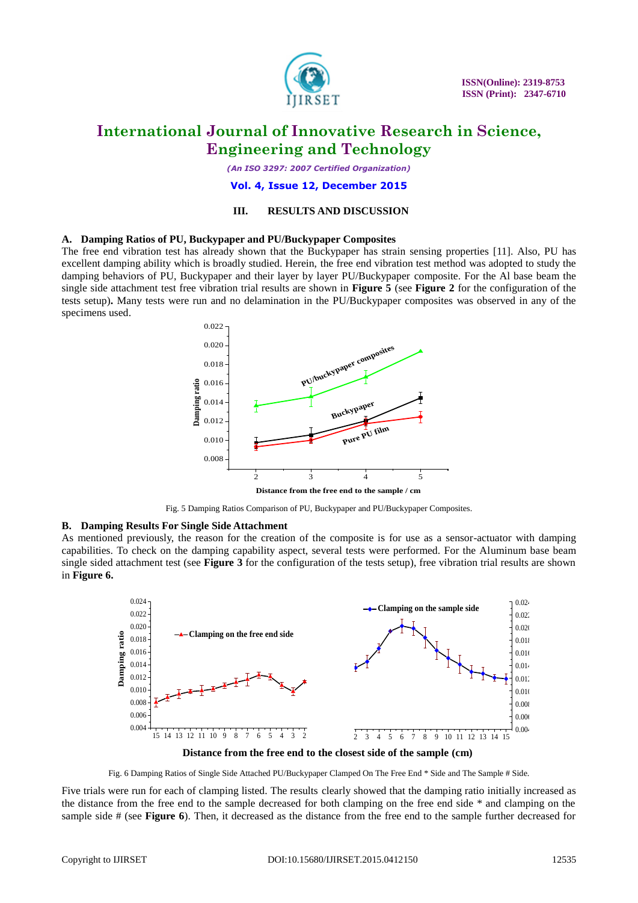## III. RESULTS AND DISCUSSION

### A. Damping Ratios of PU, Buckypaper and PU/Buckypaper Composites

The free end vibration test has already shown that the Buckypaper has strain sensing properties [11]. Also, PU has excellent damping ability which is broadly studied. Herein, the free end vibration test method was adopted to study the damping behaviors of PU, Buckypaper and their layer by layer PU/Buckypaper composite. For the Al base beam the single side attachment test free vibration trial results are shown in **Figure 5** (see **Figure 2** for the configuration of the tests setup)**.** Many tests were run and no delamination in the PU/Buckypaper composites was observed in any of the specimens used.

Fig. 5 Damping Ratios Comparison of PU, Buckypaper and PU/Buckypaper Composites.

### B. Damping Results For Single Side Attachment

As mentioned previously, the reason for the creation of the composite is for use as a sensor-actuator with damping capabilities. To check on the damping capability aspect, several tests were performed. For the Aluminum base beam single sided attachment test (see **Figure 3** for the configuration of the tests setup), free vibration trial results are shown in **Figure 6.**

Fig. 6 Damping Ratios of Single Side Attached PU/Buckypaper Clamped On The Free End * Side and The Sample # Side.

Five trials were run for each of clamping listed. The results clearly showed that the damping ratio initially increased as the distance from the free end to the sample decreased for both clamping on the free end side * and clamping on the sample side # (see **Figure 6**). Then, it decreased as the distance from the free end to the sample further decreased for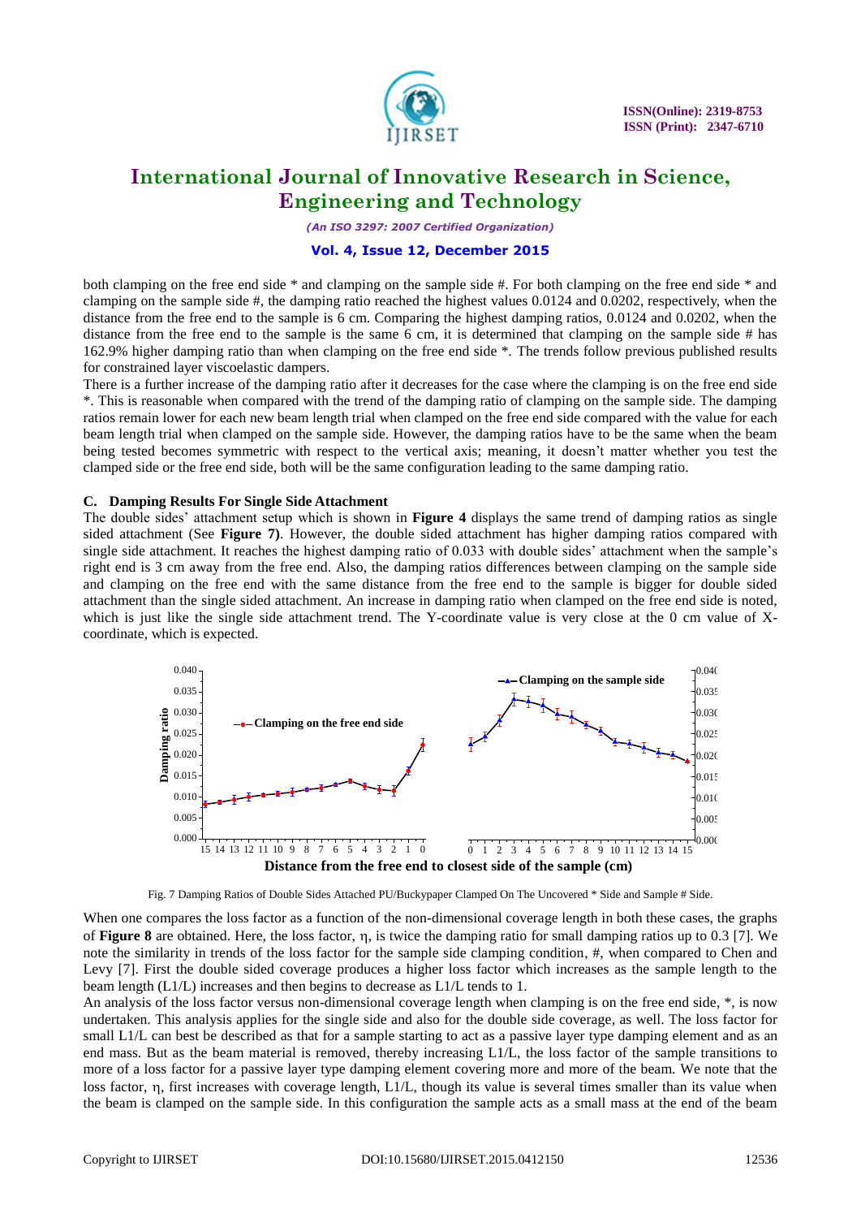both clamping on the free end side * and clamping on the sample side #. For both clamping on the free end side * and clamping on the sample side #, the damping ratio reached the highest values 0.0124 and 0.0202, respectively, when the distance from the free end to the sample is 6 cm. Comparing the highest damping ratios, 0.0124 and 0.0202, when the distance from the free end to the sample is the same 6 cm, it is determined that clamping on the sample side # has 162.9% higher damping ratio than when clamping on the free end side *. The trends follow previous published results for constrained layer viscoelastic dampers.

There is a further increase of the damping ratio after it decreases for the case where the clamping is on the free end side *. This is reasonable when compared with the trend of the damping ratio of clamping on the sample side. The damping ratios remain lower for each new beam length trial when clamped on the free end side compared with the value for each beam length trial when clamped on the sample side. However, the damping ratios have to be the same when the beam being tested becomes symmetric with respect to the vertical axis; meaning, it doesn't matter whether you test the clamped side or the free end side, both will be the same configuration leading to the same damping ratio.

### C. Damping Results For Single Side Attachment

The double sides' attachment setup which is shown in **Figure 4** displays the same trend of damping ratios as single sided attachment (See **Figure 7**). However, the double sided attachment has higher damping ratios compared with single side attachment. It reaches the highest damping ratio of 0.033 with double sides' attachment when the sample's right end is 3 cm away from the free end. Also, the damping ratios differences between clamping on the sample side and clamping on the free end with the same distance from the free end to the sample is bigger for double sided attachment than the single sided attachment. An increase in damping ratio when clamped on the free end side is noted, which is just like the single side attachment trend. The Y-coordinate value is very close at the 0 cm value of X-coordinate, which is expected.

Fig. 7 Damping Ratios of Double Sides Attached PU/Buckypaper Clamped On The Uncovered * Side and Sample # Side.

When one compares the loss factor as a function of the non-dimensional coverage length in both these cases, the graphs of **Figure 8** are obtained. Here, the loss factor, η, is twice the damping ratio for small damping ratios up to 0.3 [7]. We note the similarity in trends of the loss factor for the sample side clamping condition, #, when compared to Chen and Levy [7]. First the double sided coverage produces a higher loss factor which increases as the sample length to the beam length (L1/L) increases and then begins to decrease as L1/L tends to 1.

An analysis of the loss factor versus non-dimensional coverage length when clamping is on the free end side, *, is now undertaken. This analysis applies for the single side and also for the double side coverage, as well. The loss factor for small L1/L can best be described as that for a sample starting to act as a passive layer type damping element and as an end mass. But as the beam material is removed, thereby increasing L1/L, the loss factor of the sample transitions to more of a loss factor for a passive layer type damping element covering more and more of the beam. We note that the loss factor, η, first increases with coverage length, L1/L, though its value is several times smaller than its value when the beam is clamped on the sample side. In this configuration the sample acts as a small mass at the end of the beam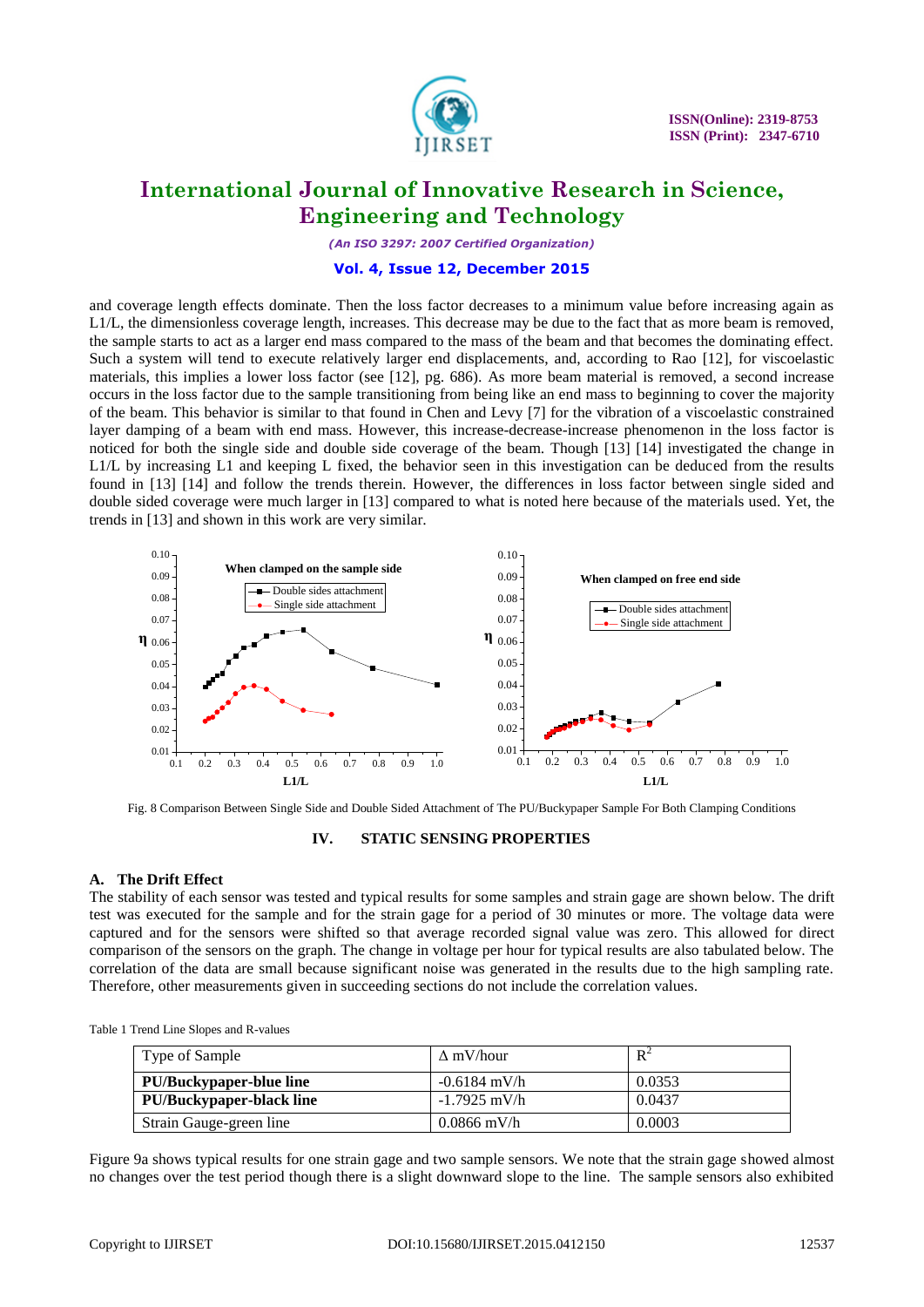and coverage length effects dominate. Then the loss factor decreases to a minimum value before increasing again as L1/L, the dimensionless coverage length, increases. This decrease may be due to the fact that as more beam is removed, the sample starts to act as a larger end mass compared to the mass of the beam and that becomes the dominating effect. Such a system will tend to execute relatively larger end displacements, and, according to Rao [12], for viscoelastic materials, this implies a lower loss factor (see [12], pg. 686). As more beam material is removed, a second increase occurs in the loss factor due to the sample transitioning from being like an end mass to beginning to cover the majority of the beam. This behavior is similar to that found in Chen and Levy [7] for the vibration of a viscoelastic constrained layer damping of a beam with end mass. However, this increase-decrease-increase phenomenon in the loss factor is noticed for both the single side and double side coverage of the beam. Though [13] [14] investigated the change in L1/L by increasing L1 and keeping L fixed, the behavior seen in this investigation can be deduced from the results found in [13] [14] and follow the trends therein. However, the differences in loss factor between single sided and double sided coverage were much larger in [13] compared to what is noted here because of the materials used. Yet, the trends in [13] and shown in this work are very similar.

Fig. 8 Comparison Between Single Side and Double Sided Attachment of The PU/Buckypaper Sample For Both Clamping Conditions

## IV. STATIC SENSING PROPERTIES

### A. The Drift Effect

The stability of each sensor was tested and typical results for some samples and strain gage are shown below. The drift test was executed for the sample and for the strain gage for a period of 30 minutes or more. The voltage data were captured and for the sensors were shifted so that average recorded signal value was zero. This allowed for direct comparison of the sensors on the graph. The change in voltage per hour for typical results are also tabulated below. The correlation of the data are small because significant noise was generated in the results due to the high sampling rate. Therefore, other measurements given in succeeding sections do not include the correlation values.

Table 1 Trend Line Slopes and R-values

| Type of Sample | Δ mV/hour | $R^2$ |
|---|---|---|
| **PU/Buckypaper-blue line** | -0.6184 mV/h | 0.0353 |
| **PU/Buckypaper-black line** | -1.7925 mV/h | 0.0437 |
| Strain Gauge-green line | 0.0866 mV/h | 0.0003 |

Figure 9a shows typical results for one strain gage and two sample sensors. We note that the strain gage showed almost no changes over the test period though there is a slight downward slope to the line. The sample sensors also exhibited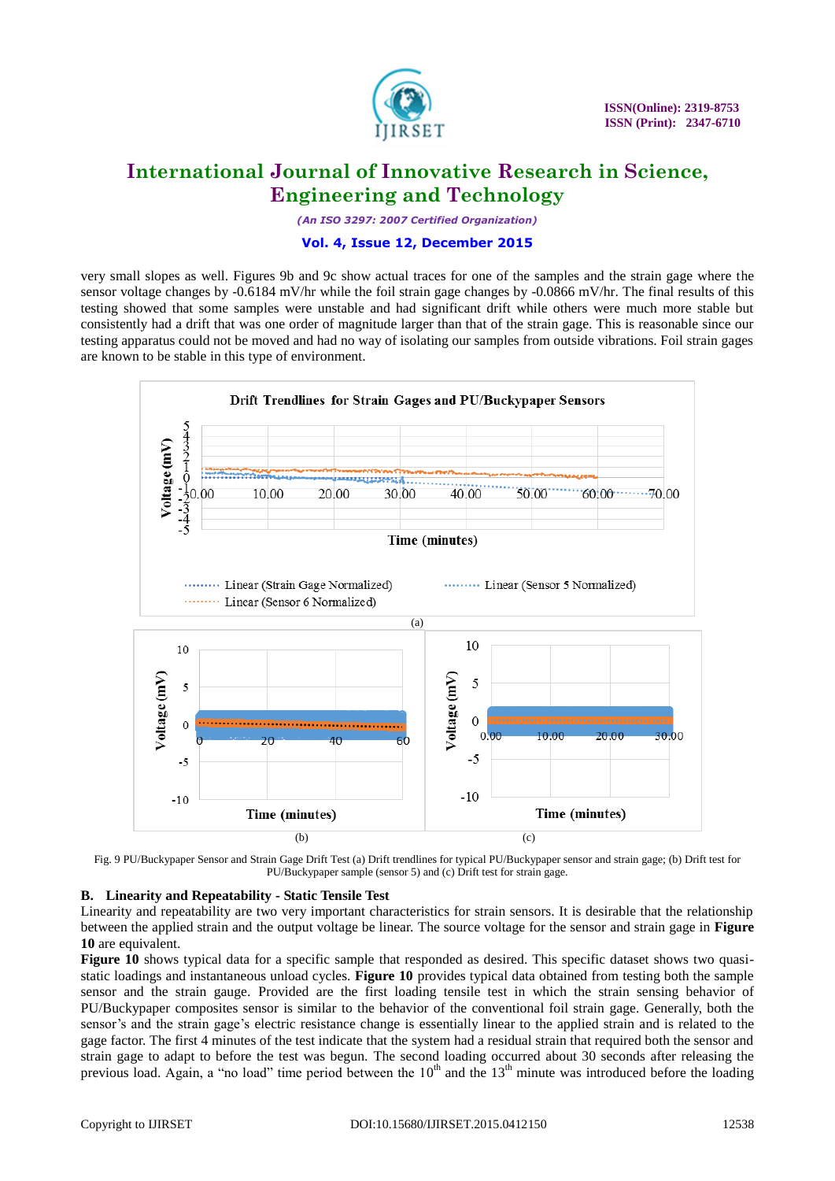very small slopes as well. Figures 9b and 9c show actual traces for one of the samples and the strain gage where the sensor voltage changes by -0.6184 mV/hr while the foil strain gage changes by -0.0866 mV/hr. The final results of this testing showed that some samples were unstable and had significant drift while others were much more stable but consistently had a drift that was one order of magnitude larger than that of the strain gage. This is reasonable since our testing apparatus could not be moved and had no way of isolating our samples from outside vibrations. Foil strain gages are known to be stable in this type of environment.

Fig. 9 PU/Buckypaper Sensor and Strain Gage Drift Test (a) Drift trendlines for typical PU/Buckypaper sensor and strain gage; (b) Drift test for PU/Buckypaper sample (sensor 5) and (c) Drift test for strain gage.

**B. Linearity and Repeatability - Static Tensile Test**

Linearity and repeatability are two very important characteristics for strain sensors. It is desirable that the relationship between the applied strain and the output voltage be linear. The source voltage for the sensor and strain gage in **Figure 10** are equivalent.

**Figure 10** shows typical data for a specific sample that responded as desired. This specific dataset shows two quasi-static loadings and instantaneous unload cycles. **Figure 10** provides typical data obtained from testing both the sample sensor and the strain gauge. Provided are the first loading tensile test in which the strain sensing behavior of PU/Buckypaper composites sensor is similar to the behavior of the conventional foil strain gage. Generally, both the sensor's and the strain gage's electric resistance change is essentially linear to the applied strain and is related to the gage factor. The first 4 minutes of the test indicate that the system had a residual strain that required both the sensor and strain gage to adapt to before the test was begun. The second loading occurred about 30 seconds after releasing the previous load. Again, a "no load" time period between the 10$^{th}$ and the 13$^{th}$ minute was introduced before the loading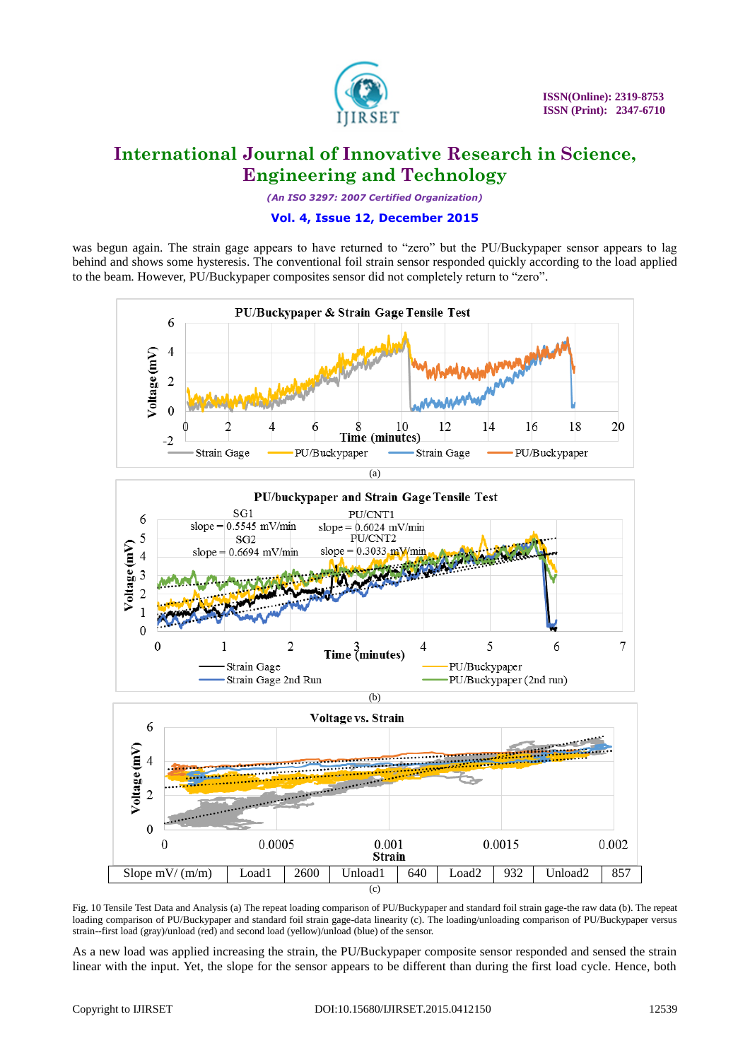was begun again. The strain gage appears to have returned to "zero" but the PU/Buckypaper sensor appears to lag behind and shows some hysteresis. The conventional foil strain sensor responded quickly according to the load applied to the beam. However, PU/Buckypaper composites sensor did not completely return to "zero".

| Slope mV/ (m/m) | Load1 | 2600 | Unload1 | 640 | Load2 | 932 | Unload2 | 857 |
|---|---|---|---|---|---|---|---|---|

Fig. 10 Tensile Test Data and Analysis (a) The repeat loading comparison of PU/Buckypaper and standard foil strain gage-the raw data (b). The repeat loading comparison of PU/Buckypaper and standard foil strain gage-data linearity (c). The loading/unloading comparison of PU/Buckypaper versus strain--first load (gray)/unload (red) and second load (yellow)/unload (blue) of the sensor.

As a new load was applied increasing the strain, the PU/Buckypaper composite sensor responded and sensed the strain linear with the input. Yet, the slope for the sensor appears to be different than during the first load cycle. Hence, both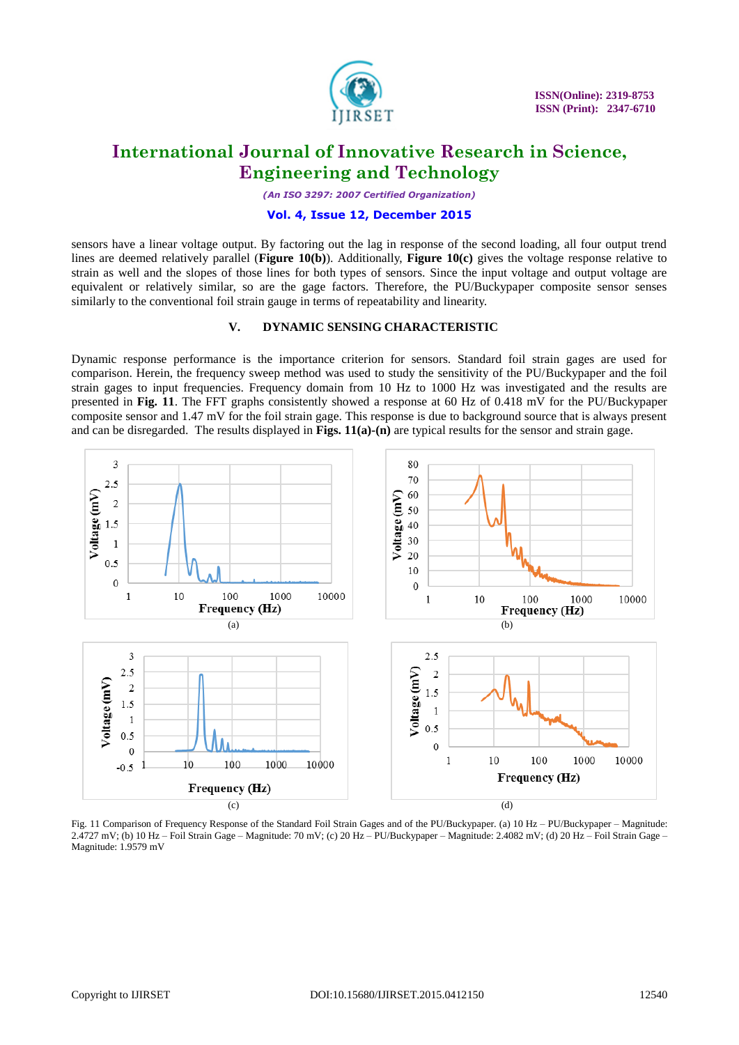sensors have a linear voltage output. By factoring out the lag in response of the second loading, all four output trend lines are deemed relatively parallel (**Figure 10(b)**). Additionally, **Figure 10(c)** gives the voltage response relative to strain as well and the slopes of those lines for both types of sensors. Since the input voltage and output voltage are equivalent or relatively similar, so are the gage factors. Therefore, the PU/Buckypaper composite sensor senses similarly to the conventional foil strain gauge in terms of repeatability and linearity.

## V. DYNAMIC SENSING CHARACTERISTIC

Dynamic response performance is the importance criterion for sensors. Standard foil strain gages are used for comparison. Herein, the frequency sweep method was used to study the sensitivity of the PU/Buckypaper and the foil strain gages to input frequencies. Frequency domain from 10 Hz to 1000 Hz was investigated and the results are presented in **Fig. 11**. The FFT graphs consistently showed a response at 60 Hz of 0.418 mV for the PU/Buckypaper composite sensor and 1.47 mV for the foil strain gage. This response is due to background source that is always present and can be disregarded. The results displayed in **Figs. 11(a)-(n)** are typical results for the sensor and strain gage.

Fig. 11 Comparison of Frequency Response of the Standard Foil Strain Gages and of the PU/Buckypaper. (a) 10 Hz – PU/Buckypaper – Magnitude: 2.4727 mV; (b) 10 Hz – Foil Strain Gage – Magnitude: 70 mV; (c) 20 Hz – PU/Buckypaper – Magnitude: 2.4082 mV; (d) 20 Hz – Foil Strain Gage – Magnitude: 1.9579 mV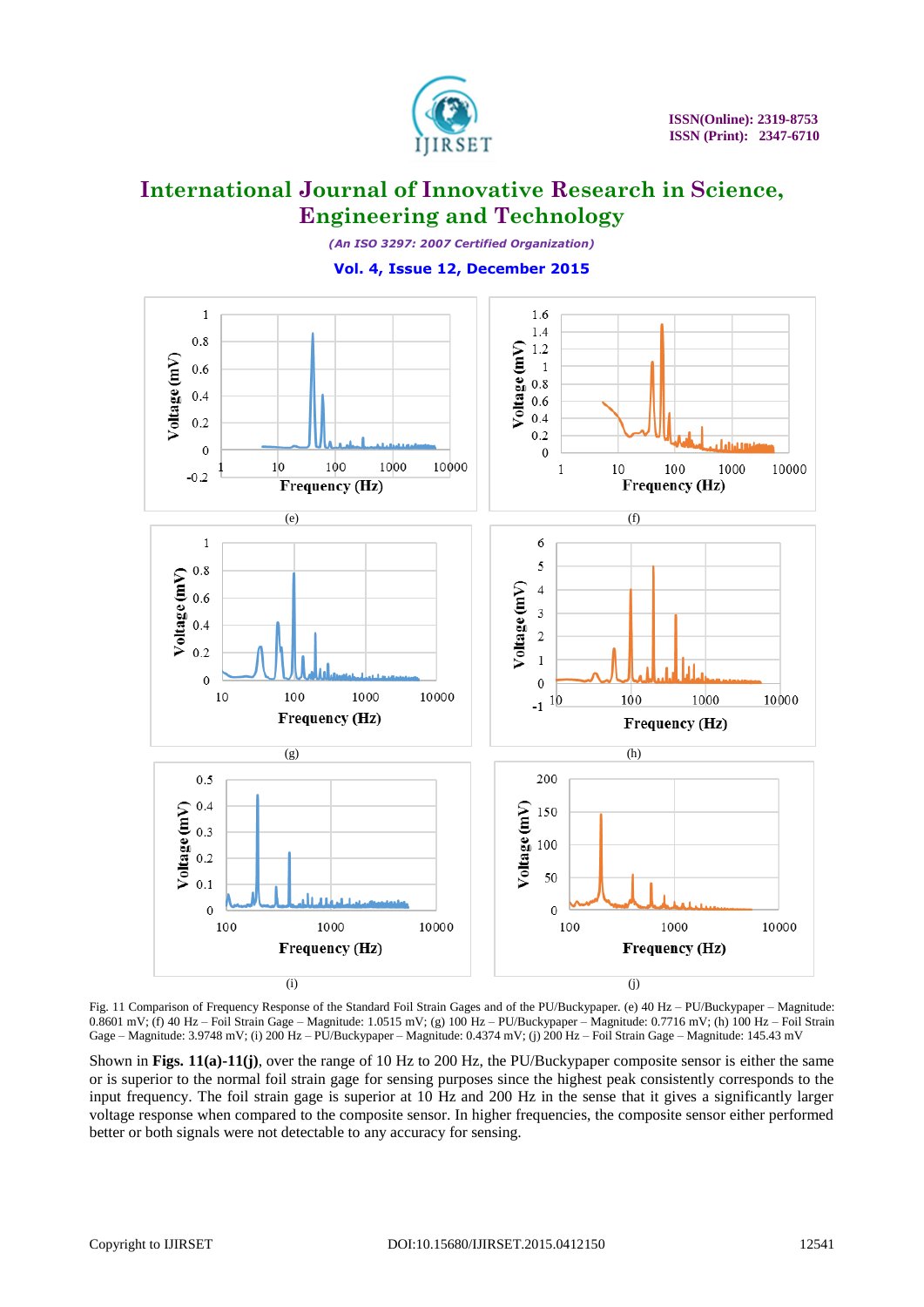Fig. 11 Comparison of Frequency Response of the Standard Foil Strain Gages and of the PU/Buckypaper. (e) 40 Hz – PU/Buckypaper – Magnitude: 0.8601 mV; (f) 40 Hz – Foil Strain Gage – Magnitude: 1.0515 mV; (g) 100 Hz – PU/Buckypaper – Magnitude: 0.7716 mV; (h) 100 Hz – Foil Strain Gage – Magnitude: 3.9748 mV; (i) 200 Hz – PU/Buckypaper – Magnitude: 0.4374 mV; (j) 200 Hz – Foil Strain Gage – Magnitude: 145.43 mV

Shown in **Figs. 11(a)-11(j)**, over the range of 10 Hz to 200 Hz, the PU/Buckypaper composite sensor is either the same or is superior to the normal foil strain gage for sensing purposes since the highest peak consistently corresponds to the input frequency. The foil strain gage is superior at 10 Hz and 200 Hz in the sense that it gives a significantly larger voltage response when compared to the composite sensor. In higher frequencies, the composite sensor either performed better or both signals were not detectable to any accuracy for sensing.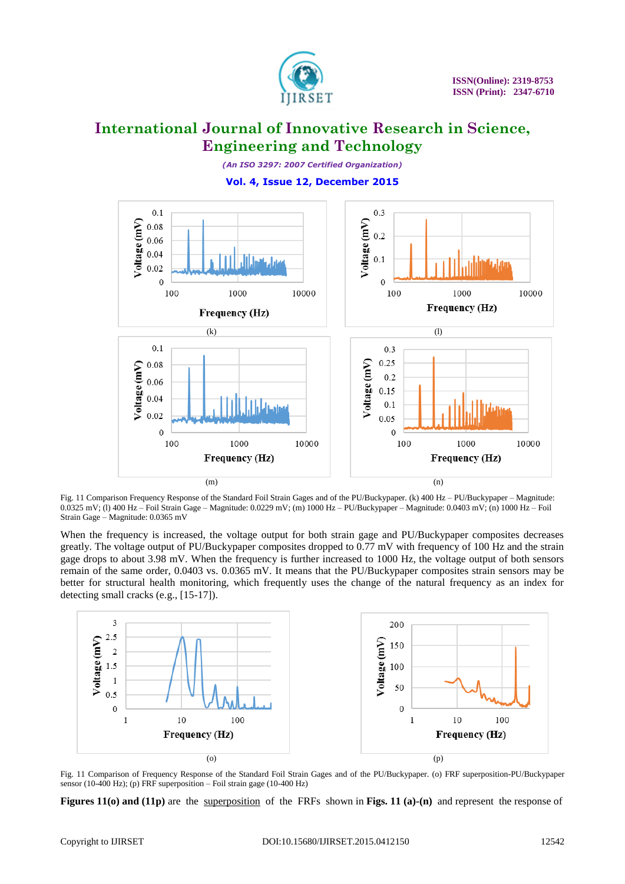(k)

(l)

(m)

(n)

Fig. 11 Comparison Frequency Response of the Standard Foil Strain Gages and of the PU/Buckypaper. (k) 400 Hz – PU/Buckypaper – Magnitude: 0.0325 mV; (l) 400 Hz – Foil Strain Gage – Magnitude: 0.0229 mV; (m) 1000 Hz – PU/Buckypaper – Magnitude: 0.0403 mV; (n) 1000 Hz – Foil Strain Gage – Magnitude: 0.0365 mV

When the frequency is increased, the voltage output for both strain gage and PU/Buckypaper composites decreases greatly. The voltage output of PU/Buckypaper composites dropped to 0.77 mV with frequency of 100 Hz and the strain gage drops to about 3.98 mV. When the frequency is further increased to 1000 Hz, the voltage output of both sensors remain of the same order, 0.0403 vs. 0.0365 mV. It means that the PU/Buckypaper composites strain sensors may be better for structural health monitoring, which frequently uses the change of the natural frequency as an index for detecting small cracks (e.g., [15-17]).

(o)

(p)

Fig. 11 Comparison of Frequency Response of the Standard Foil Strain Gages and of the PU/Buckypaper. (o) FRF superposition-PU/Buckypaper sensor (10-400 Hz); (p) FRF superposition – Foil strain gage (10-400 Hz)

**Figures 11(o) and (11p)** are the superposition of the FRFs shown in **Figs. 11 (a)-(n)** and represent the response of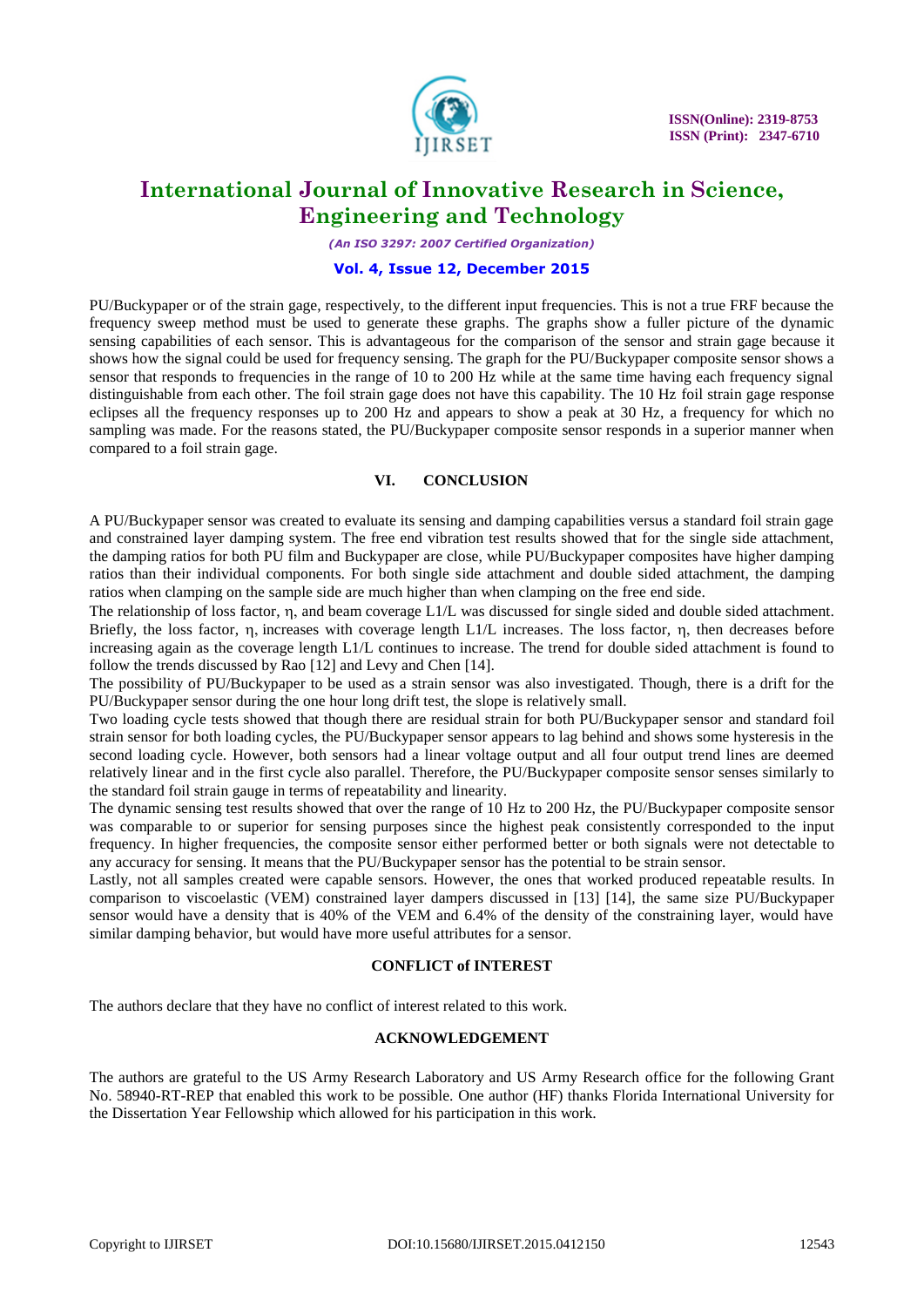PU/Buckypaper or of the strain gage, respectively, to the different input frequencies. This is not a true FRF because the frequency sweep method must be used to generate these graphs. The graphs show a fuller picture of the dynamic sensing capabilities of each sensor. This is advantageous for the comparison of the sensor and strain gage because it shows how the signal could be used for frequency sensing. The graph for the PU/Buckypaper composite sensor shows a sensor that responds to frequencies in the range of 10 to 200 Hz while at the same time having each frequency signal distinguishable from each other. The foil strain gage does not have this capability. The 10 Hz foil strain gage response eclipses all the frequency responses up to 200 Hz and appears to show a peak at 30 Hz, a frequency for which no sampling was made. For the reasons stated, the PU/Buckypaper composite sensor responds in a superior manner when compared to a foil strain gage.

## VI. CONCLUSION

A PU/Buckypaper sensor was created to evaluate its sensing and damping capabilities versus a standard foil strain gage and constrained layer damping system. The free end vibration test results showed that for the single side attachment, the damping ratios for both PU film and Buckypaper are close, while PU/Buckypaper composites have higher damping ratios than their individual components. For both single side attachment and double sided attachment, the damping ratios when clamping on the sample side are much higher than when clamping on the free end side.

The relationship of loss factor, $\eta$, and beam coverage $L1/L$ was discussed for single sided and double sided attachment. Briefly, the loss factor, $\eta$, increases with coverage length $L1/L$ increases. The loss factor, $\eta$, then decreases before increasing again as the coverage length $L1/L$ continues to increase. The trend for double sided attachment is found to follow the trends discussed by Rao [12] and Levy and Chen [14].

The possibility of PU/Buckypaper to be used as a strain sensor was also investigated. Though, there is a drift for the PU/Buckypaper sensor during the one hour long drift test, the slope is relatively small.

Two loading cycle tests showed that though there are residual strain for both PU/Buckypaper sensor and standard foil strain sensor for both loading cycles, the PU/Buckypaper sensor appears to lag behind and shows some hysteresis in the second loading cycle. However, both sensors had a linear voltage output and all four output trend lines are deemed relatively linear and in the first cycle also parallel. Therefore, the PU/Buckypaper composite sensor senses similarly to the standard foil strain gauge in terms of repeatability and linearity.

The dynamic sensing test results showed that over the range of 10 Hz to 200 Hz, the PU/Buckypaper composite sensor was comparable to or superior for sensing purposes since the highest peak consistently corresponded to the input frequency. In higher frequencies, the composite sensor either performed better or both signals were not detectable to any accuracy for sensing. It means that the PU/Buckypaper sensor has the potential to be strain sensor.

Lastly, not all samples created were capable sensors. However, the ones that worked produced repeatable results. In comparison to viscoelastic (VEM) constrained layer dampers discussed in [13] [14], the same size PU/Buckypaper sensor would have a density that is 40% of the VEM and 6.4% of the density of the constraining layer, would have similar damping behavior, but would have more useful attributes for a sensor.

## CONFLICT of INTEREST

The authors declare that they have no conflict of interest related to this work.

## ACKNOWLEDGEMENT

The authors are grateful to the US Army Research Laboratory and US Army Research office for the following Grant No. 58940-RT-REP that enabled this work to be possible. One author (HF) thanks Florida International University for the Dissertation Year Fellowship which allowed for his participation in this work.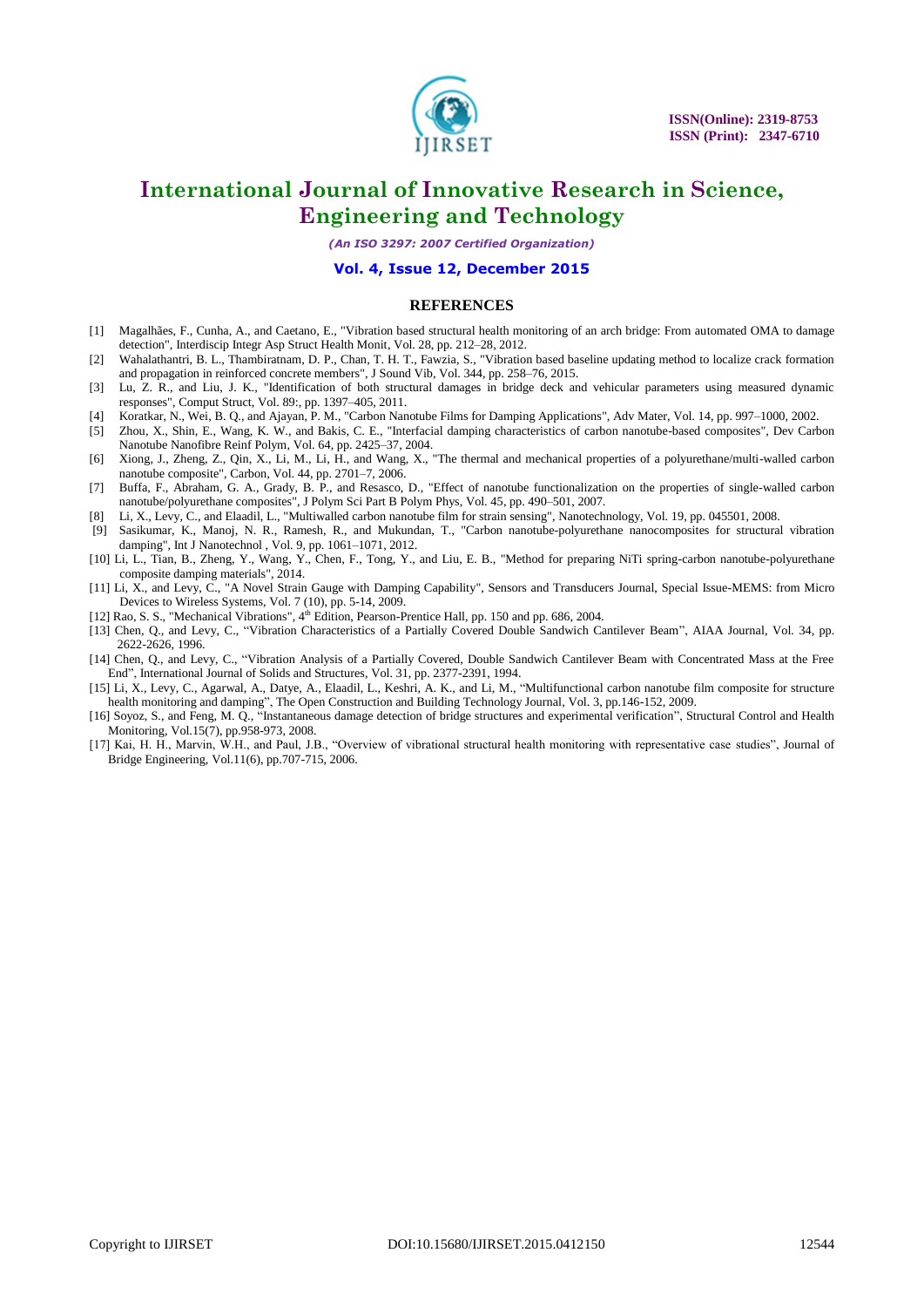## REFERENCES

[1] Magalhães, F., Cunha, A., and Caetano, E., "Vibration based structural health monitoring of an arch bridge: From automated OMA to damage detection", Interdiscip Integr Asp Struct Health Monit, Vol. 28, pp. 212–28, 2012.

[2] Wahalathantri, B. L., Thambiratnam, D. P., Chan, T. H. T., Fawzia, S., "Vibration based baseline updating method to localize crack formation and propagation in reinforced concrete members", J Sound Vib, Vol. 344, pp. 258–76, 2015.

[3] Lu, Z. R., and Liu, J. K., "Identification of both structural damages in bridge deck and vehicular parameters using measured dynamic responses", Comput Struct, Vol. 89:, pp. 1397–405, 2011.

[4] Koratkar, N., Wei, B. Q., and Ajayan, P. M., "Carbon Nanotube Films for Damping Applications", Adv Mater, Vol. 14, pp. 997–1000, 2002.

[5] Zhou, X., Shin, E., Wang, K. W., and Bakis, C. E., "Interfacial damping characteristics of carbon nanotube-based composites", Dev Carbon Nanotube Nanofibre Reinf Polym, Vol. 64, pp. 2425–37, 2004.

[6] Xiong, J., Zheng, Z., Qin, X., Li, M., Li, H., and Wang, X., "The thermal and mechanical properties of a polyurethane/multi-walled carbon nanotube composite", Carbon, Vol. 44, pp. 2701–7, 2006.

[7] Buffa, F., Abraham, G. A., Grady, B. P., and Resasco, D., "Effect of nanotube functionalization on the properties of single-walled carbon nanotube/polyurethane composites", J Polym Sci Part B Polym Phys, Vol. 45, pp. 490–501, 2007.

[8] Li, X., Levy, C., and Elaadil, L., "Multiwalled carbon nanotube film for strain sensing", Nanotechnology, Vol. 19, pp. 045501, 2008.

[9] Sasikumar, K., Manoj, N. R., Ramesh, R., and Mukundan, T., "Carbon nanotube-polyurethane nanocomposites for structural vibration damping", Int J Nanotechnol , Vol. 9, pp. 1061–1071, 2012.

[10] Li, L., Tian, B., Zheng, Y., Wang, Y., Chen, F., Tong, Y., and Liu, E. B., "Method for preparing NiTi spring-carbon nanotube-polyurethane composite damping materials", 2014.

[11] Li, X., and Levy, C., "A Novel Strain Gauge with Damping Capability", Sensors and Transducers Journal, Special Issue-MEMS: from Micro Devices to Wireless Systems, Vol. 7 (10), pp. 5-14, 2009.

[12] Rao, S. S., "Mechanical Vibrations", 4th Edition, Pearson-Prentice Hall, pp. 150 and pp. 686, 2004.

[13] Chen, Q., and Levy, C., "Vibration Characteristics of a Partially Covered Double Sandwich Cantilever Beam", AIAA Journal, Vol. 34, pp. 2622-2626, 1996.

[14] Chen, Q., and Levy, C., "Vibration Analysis of a Partially Covered, Double Sandwich Cantilever Beam with Concentrated Mass at the Free End", International Journal of Solids and Structures, Vol. 31, pp. 2377-2391, 1994.

[15] Li, X., Levy, C., Agarwal, A., Datye, A., Elaadil, L., Keshri, A. K., and Li, M., "Multifunctional carbon nanotube film composite for structure health monitoring and damping", The Open Construction and Building Technology Journal, Vol. 3, pp.146-152, 2009.

[16] Soyoz, S., and Feng, M. Q., "Instantaneous damage detection of bridge structures and experimental verification", Structural Control and Health Monitoring, Vol.15(7), pp.958-973, 2008.

[17] Kai, H. H., Marvin, W.H., and Paul, J.B., "Overview of vibrational structural health monitoring with representative case studies", Journal of Bridge Engineering, Vol.11(6), pp.707-715, 2006.